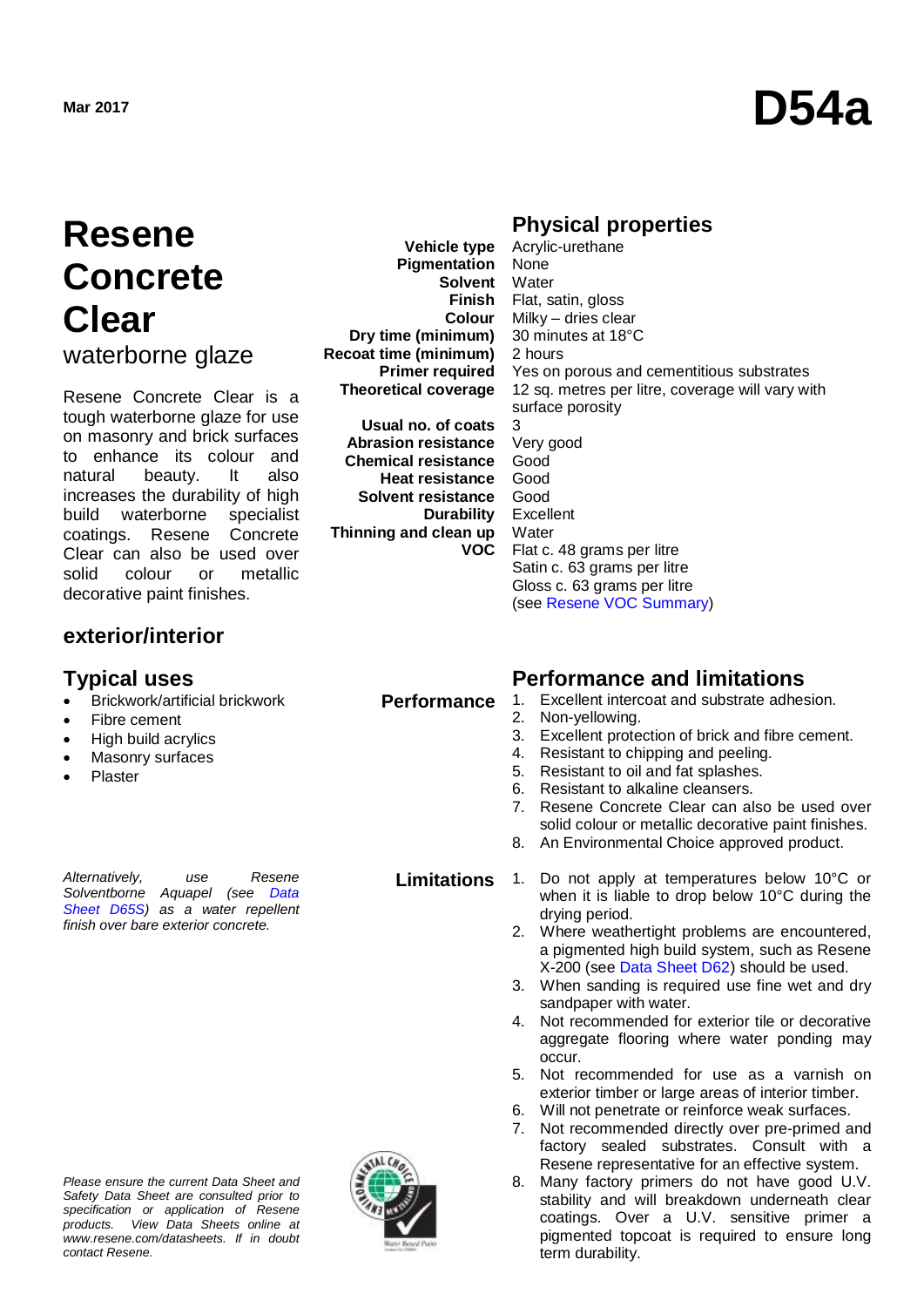Mar 2017

# D54a

# Resene Concrete Clear

## waterborne glaze

Resene Concrete Clear is a tough waterborne glaze for use on masonry and brick surfaces to enhance its colour and natural beauty. It also increases the durability of high build waterborne specialist coatings. Resene Concrete Clear can also be used over solid colour or metallic decorative paint finishes.

## exterior/interior

## Typical uses

- Brickwork/artificial brickwork
- Fibre cement
- High build acrylics
- Masonry surfaces
- Plaster

*Alternatively, use Resene Solventborne Aquapel (see Data Sheet D65S) as a water repellent finish over bare exterior concrete.*

## Physical properties

| | |
|---|---|
| **Vehicle type** | Acrylic-urethane |
| **Pigmentation** | None |
| **Solvent** | Water |
| **Finish** | Flat, satin, gloss |
| **Colour** | Milky – dries clear |
| **Dry time (minimum)** | 30 minutes at 18°C |
| **Recoat time (minimum)** | 2 hours |
| **Primer required** | Yes on porous and cementitious substrates |
| **Theoretical coverage** | 12 sq. metres per litre, coverage will vary with surface porosity |
| **Usual no. of coats** | 3 |
| **Abrasion resistance** | Very good |
| **Chemical resistance** | Good |
| **Heat resistance** | Good |
| **Solvent resistance** | Good |
| **Durability** | Excellent |
| **Thinning and clean up** | Water |
| **VOC** | Flat c. 48 grams per litre<br>Satin c. 63 grams per litre<br>Gloss c. 63 grams per litre<br>(see Resene VOC Summary) |

## Performance and limitations

**Performance**

1. Excellent intercoat and substrate adhesion.
2. Non-yellowing.
3. Excellent protection of brick and fibre cement.
4. Resistant to chipping and peeling.
5. Resistant to oil and fat splashes.
6. Resistant to alkaline cleansers.
7. Resene Concrete Clear can also be used over solid colour or metallic decorative paint finishes.
8. An Environmental Choice approved product.

**Limitations**

1. Do not apply at temperatures below 10°C or when it is liable to drop below 10°C during the drying period.
2. Where weathertight problems are encountered, a pigmented high build system, such as Resene X-200 (see Data Sheet D62) should be used.
3. When sanding is required use fine wet and dry sandpaper with water.
4. Not recommended for exterior tile or decorative aggregate flooring where water ponding may occur.
5. Not recommended for use as a varnish on exterior timber or large areas of interior timber.
6. Will not penetrate or reinforce weak surfaces.
7. Not recommended directly over pre-primed and factory sealed substrates. Consult with a Resene representative for an effective system.
8. Many factory primers do not have good U.V. stability and will breakdown underneath clear coatings. Over a U.V. sensitive primer a pigmented topcoat is required to ensure long term durability.

*Please ensure the current Data Sheet and Safety Data Sheet are consulted prior to specification or application of Resene products. View Data Sheets online at www.resene.com/datasheets. If in doubt contact Resene.*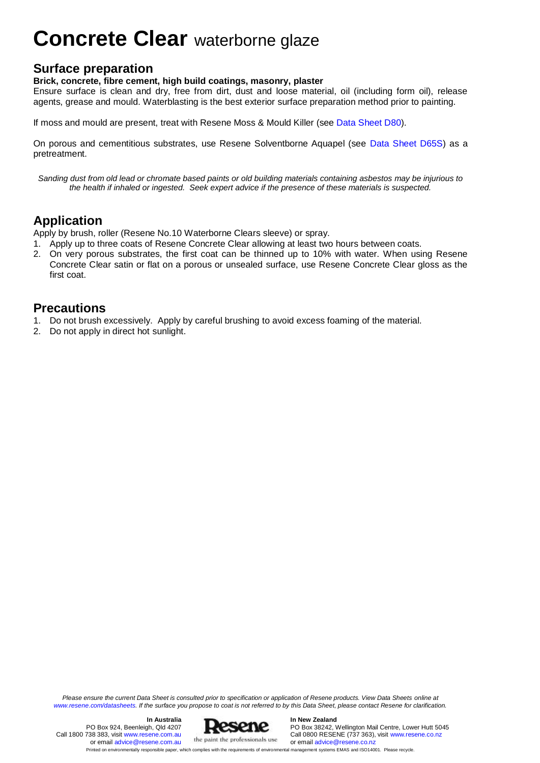# Concrete Clear waterborne glaze

## Surface preparation

**Brick, concrete, fibre cement, high build coatings, masonry, plaster**

Ensure surface is clean and dry, free from dirt, dust and loose material, oil (including form oil), release agents, grease and mould. Waterblasting is the best exterior surface preparation method prior to painting.

If moss and mould are present, treat with Resene Moss & Mould Killer (see Data Sheet D80).

On porous and cementitious substrates, use Resene Solventborne Aquapel (see Data Sheet D65S) as a pretreatment.

*Sanding dust from old lead or chromate based paints or old building materials containing asbestos may be injurious to the health if inhaled or ingested. Seek expert advice if the presence of these materials is suspected.*

## Application

Apply by brush, roller (Resene No.10 Waterborne Clears sleeve) or spray.

1. Apply up to three coats of Resene Concrete Clear allowing at least two hours between coats.
2. On very porous substrates, the first coat can be thinned up to 10% with water. When using Resene Concrete Clear satin or flat on a porous or unsealed surface, use Resene Concrete Clear gloss as the first coat.

## Precautions

1. Do not brush excessively. Apply by careful brushing to avoid excess foaming of the material.
2. Do not apply in direct hot sunlight.

*Please ensure the current Data Sheet is consulted prior to specification or application of Resene products. View Data Sheets online at www.resene.com/datasheets. If the surface you propose to coat is not referred to by this Data Sheet, please contact Resene for clarification.*

**In Australia**
PO Box 924, Beenleigh, Qld 4207
Call 1800 738 383, visit www.resene.com.au
or email advice@resene.com.au

Resene
the paint the professionals use

**In New Zealand**
PO Box 38242, Wellington Mail Centre, Lower Hutt 5045
Call 0800 RESENE (737 363), visit www.resene.co.nz
or email advice@resene.co.nz

Printed on environmentally responsible paper, which complies with the requirements of environmental management systems EMAS and ISO14001. Please recycle.